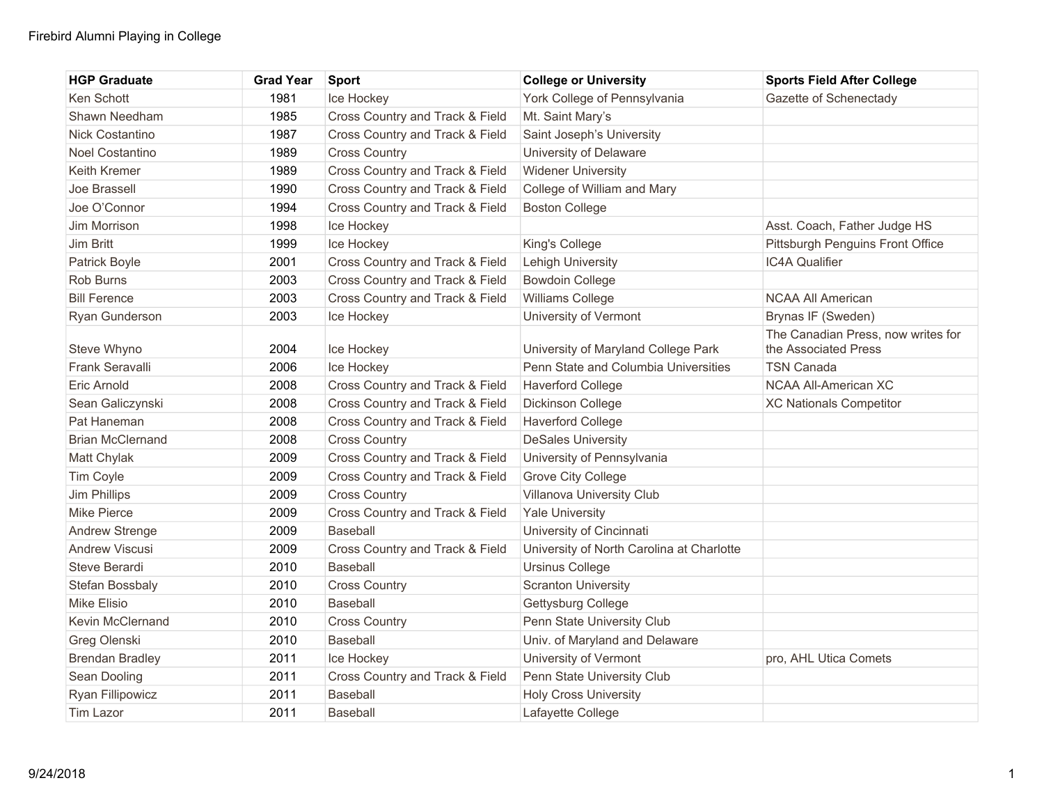# Firebird Alumni Playing in College

| HGP Graduate | Grad Year | Sport | College or University | Sports Field After College |
|---|---|---|---|---|
| Ken Schott | 1981 | Ice Hockey | York College of Pennsylvania | Gazette of Schenectady |
| Shawn Needham | 1985 | Cross Country and Track & Field | Mt. Saint Mary's | |
| Nick Costantino | 1987 | Cross Country and Track & Field | Saint Joseph's University | |
| Noel Costantino | 1989 | Cross Country | University of Delaware | |
| Keith Kremer | 1989 | Cross Country and Track & Field | Widener University | |
| Joe Brassell | 1990 | Cross Country and Track & Field | College of William and Mary | |
| Joe O'Connor | 1994 | Cross Country and Track & Field | Boston College | |
| Jim Morrison | 1998 | Ice Hockey | | Asst. Coach, Father Judge HS |
| Jim Britt | 1999 | Ice Hockey | King's College | Pittsburgh Penguins Front Office |
| Patrick Boyle | 2001 | Cross Country and Track & Field | Lehigh University | IC4A Qualifier |
| Rob Burns | 2003 | Cross Country and Track & Field | Bowdoin College | |
| Bill Ference | 2003 | Cross Country and Track & Field | Williams College | NCAA All American |
| Ryan Gunderson | 2003 | Ice Hockey | University of Vermont | Brynas IF (Sweden) |
| Steve Whyno | 2004 | Ice Hockey | University of Maryland College Park | The Canadian Press, now writes for the Associated Press |
| Frank Seravalli | 2006 | Ice Hockey | Penn State and Columbia Universities | TSN Canada |
| Eric Arnold | 2008 | Cross Country and Track & Field | Haverford College | NCAA All-American XC |
| Sean Galiczynski | 2008 | Cross Country and Track & Field | Dickinson College | XC Nationals Competitor |
| Pat Haneman | 2008 | Cross Country and Track & Field | Haverford College | |
| Brian McClernand | 2008 | Cross Country | DeSales University | |
| Matt Chylak | 2009 | Cross Country and Track & Field | University of Pennsylvania | |
| Tim Coyle | 2009 | Cross Country and Track & Field | Grove City College | |
| Jim Phillips | 2009 | Cross Country | Villanova University Club | |
| Mike Pierce | 2009 | Cross Country and Track & Field | Yale University | |
| Andrew Strenge | 2009 | Baseball | University of Cincinnati | |
| Andrew Viscusi | 2009 | Cross Country and Track & Field | University of North Carolina at Charlotte | |
| Steve Berardi | 2010 | Baseball | Ursinus College | |
| Stefan Bossbaly | 2010 | Cross Country | Scranton University | |
| Mike Elisio | 2010 | Baseball | Gettysburg College | |
| Kevin McClernand | 2010 | Cross Country | Penn State University Club | |
| Greg Olenski | 2010 | Baseball | Univ. of Maryland and Delaware | |
| Brendan Bradley | 2011 | Ice Hockey | University of Vermont | pro, AHL Utica Comets |
| Sean Dooling | 2011 | Cross Country and Track & Field | Penn State University Club | |
| Ryan Fillipowicz | 2011 | Baseball | Holy Cross University | |
| Tim Lazor | 2011 | Baseball | Lafayette College | |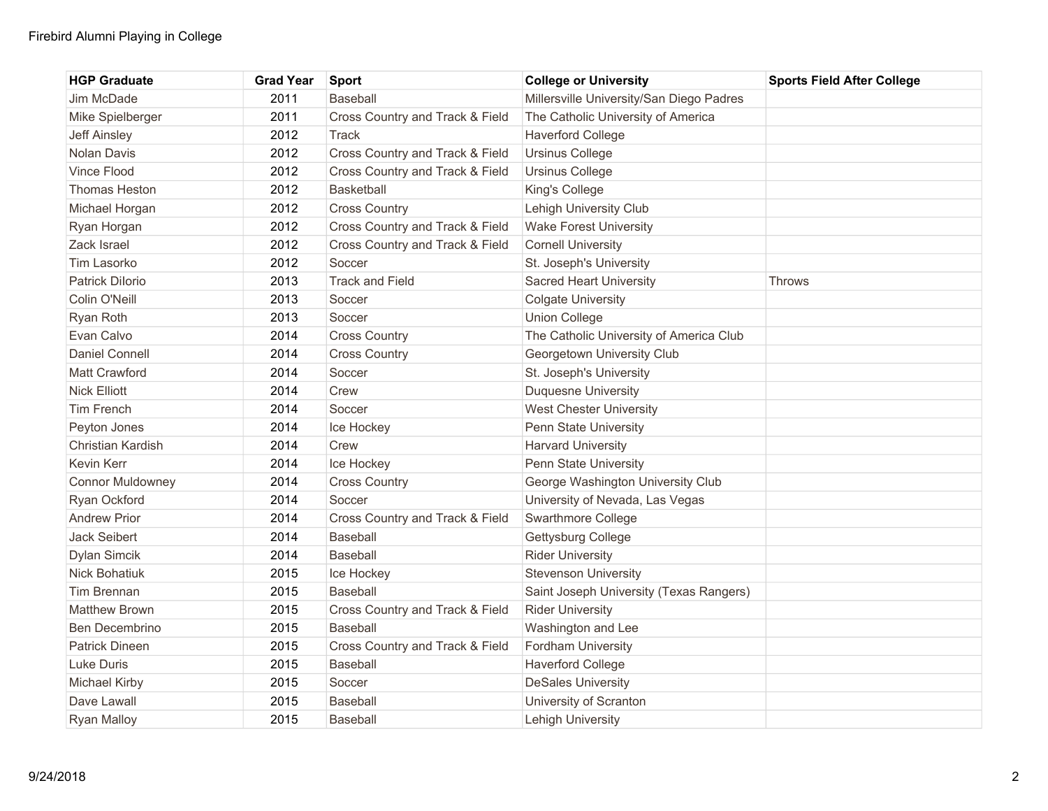| HGP Graduate | Grad Year | Sport | College or University | Sports Field After College |
|---|---|---|---|---|
| Jim McDade | 2011 | Baseball | Millersville University/San Diego Padres | |
| Mike Spielberger | 2011 | Cross Country and Track & Field | The Catholic University of America | |
| Jeff Ainsley | 2012 | Track | Haverford College | |
| Nolan Davis | 2012 | Cross Country and Track & Field | Ursinus College | |
| Vince Flood | 2012 | Cross Country and Track & Field | Ursinus College | |
| Thomas Heston | 2012 | Basketball | King's College | |
| Michael Horgan | 2012 | Cross Country | Lehigh University Club | |
| Ryan Horgan | 2012 | Cross Country and Track & Field | Wake Forest University | |
| Zack Israel | 2012 | Cross Country and Track & Field | Cornell University | |
| Tim Lasorko | 2012 | Soccer | St. Joseph's University | |
| Patrick DiIorio | 2013 | Track and Field | Sacred Heart University | Throws |
| Colin O'Neill | 2013 | Soccer | Colgate University | |
| Ryan Roth | 2013 | Soccer | Union College | |
| Evan Calvo | 2014 | Cross Country | The Catholic University of America Club | |
| Daniel Connell | 2014 | Cross Country | Georgetown University Club | |
| Matt Crawford | 2014 | Soccer | St. Joseph's University | |
| Nick Elliott | 2014 | Crew | Duquesne University | |
| Tim French | 2014 | Soccer | West Chester University | |
| Peyton Jones | 2014 | Ice Hockey | Penn State University | |
| Christian Kardish | 2014 | Crew | Harvard University | |
| Kevin Kerr | 2014 | Ice Hockey | Penn State University | |
| Connor Muldowney | 2014 | Cross Country | George Washington University Club | |
| Ryan Ockford | 2014 | Soccer | University of Nevada, Las Vegas | |
| Andrew Prior | 2014 | Cross Country and Track & Field | Swarthmore College | |
| Jack Seibert | 2014 | Baseball | Gettysburg College | |
| Dylan Simcik | 2014 | Baseball | Rider University | |
| Nick Bohatiuk | 2015 | Ice Hockey | Stevenson University | |
| Tim Brennan | 2015 | Baseball | Saint Joseph University (Texas Rangers) | |
| Matthew Brown | 2015 | Cross Country and Track & Field | Rider University | |
| Ben Decembrino | 2015 | Baseball | Washington and Lee | |
| Patrick Dineen | 2015 | Cross Country and Track & Field | Fordham University | |
| Luke Duris | 2015 | Baseball | Haverford College | |
| Michael Kirby | 2015 | Soccer | DeSales University | |
| Dave Lawall | 2015 | Baseball | University of Scranton | |
| Ryan Malloy | 2015 | Baseball | Lehigh University | |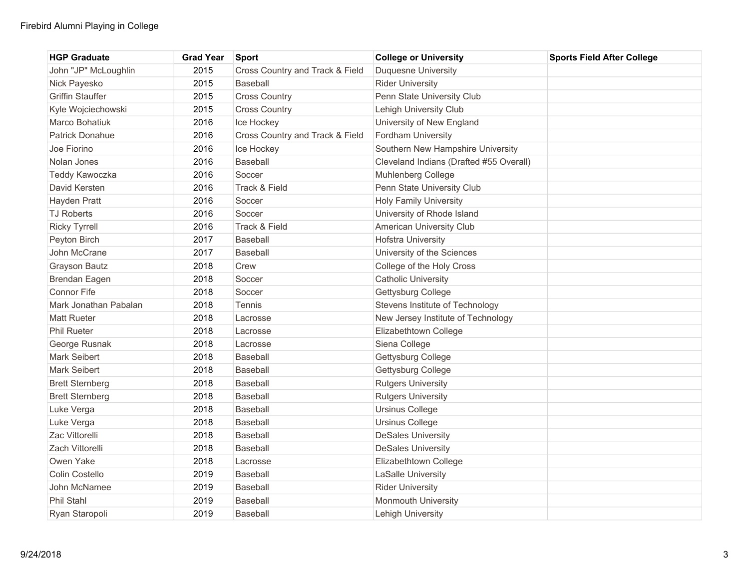| HGP Graduate | Grad Year | Sport | College or University | Sports Field After College |
|---|---|---|---|---|
| John "JP" McLoughlin | 2015 | Cross Country and Track & Field | Duquesne University | |
| Nick Payesko | 2015 | Baseball | Rider University | |
| Griffin Stauffer | 2015 | Cross Country | Penn State University Club | |
| Kyle Wojciechowski | 2015 | Cross Country | Lehigh University Club | |
| Marco Bohatiuk | 2016 | Ice Hockey | University of New England | |
| Patrick Donahue | 2016 | Cross Country and Track & Field | Fordham University | |
| Joe Fiorino | 2016 | Ice Hockey | Southern New Hampshire University | |
| Nolan Jones | 2016 | Baseball | Cleveland Indians (Drafted #55 Overall) | |
| Teddy Kawoczka | 2016 | Soccer | Muhlenberg College | |
| David Kersten | 2016 | Track & Field | Penn State University Club | |
| Hayden Pratt | 2016 | Soccer | Holy Family University | |
| TJ Roberts | 2016 | Soccer | University of Rhode Island | |
| Ricky Tyrrell | 2016 | Track & Field | American University Club | |
| Peyton Birch | 2017 | Baseball | Hofstra University | |
| John McCrane | 2017 | Baseball | University of the Sciences | |
| Grayson Bautz | 2018 | Crew | College of the Holy Cross | |
| Brendan Eagen | 2018 | Soccer | Catholic University | |
| Connor Fife | 2018 | Soccer | Gettysburg College | |
| Mark Jonathan Pabalan | 2018 | Tennis | Stevens Institute of Technology | |
| Matt Rueter | 2018 | Lacrosse | New Jersey Institute of Technology | |
| Phil Rueter | 2018 | Lacrosse | Elizabethtown College | |
| George Rusnak | 2018 | Lacrosse | Siena College | |
| Mark Seibert | 2018 | Baseball | Gettysburg College | |
| Mark Seibert | 2018 | Baseball | Gettysburg College | |
| Brett Sternberg | 2018 | Baseball | Rutgers University | |
| Brett Sternberg | 2018 | Baseball | Rutgers University | |
| Luke Verga | 2018 | Baseball | Ursinus College | |
| Luke Verga | 2018 | Baseball | Ursinus College | |
| Zac Vittorelli | 2018 | Baseball | DeSales University | |
| Zach Vittorelli | 2018 | Baseball | DeSales University | |
| Owen Yake | 2018 | Lacrosse | Elizabethtown College | |
| Colin Costello | 2019 | Baseball | LaSalle University | |
| John McNamee | 2019 | Baseball | Rider University | |
| Phil Stahl | 2019 | Baseball | Monmouth University | |
| Ryan Staropoli | 2019 | Baseball | Lehigh University | |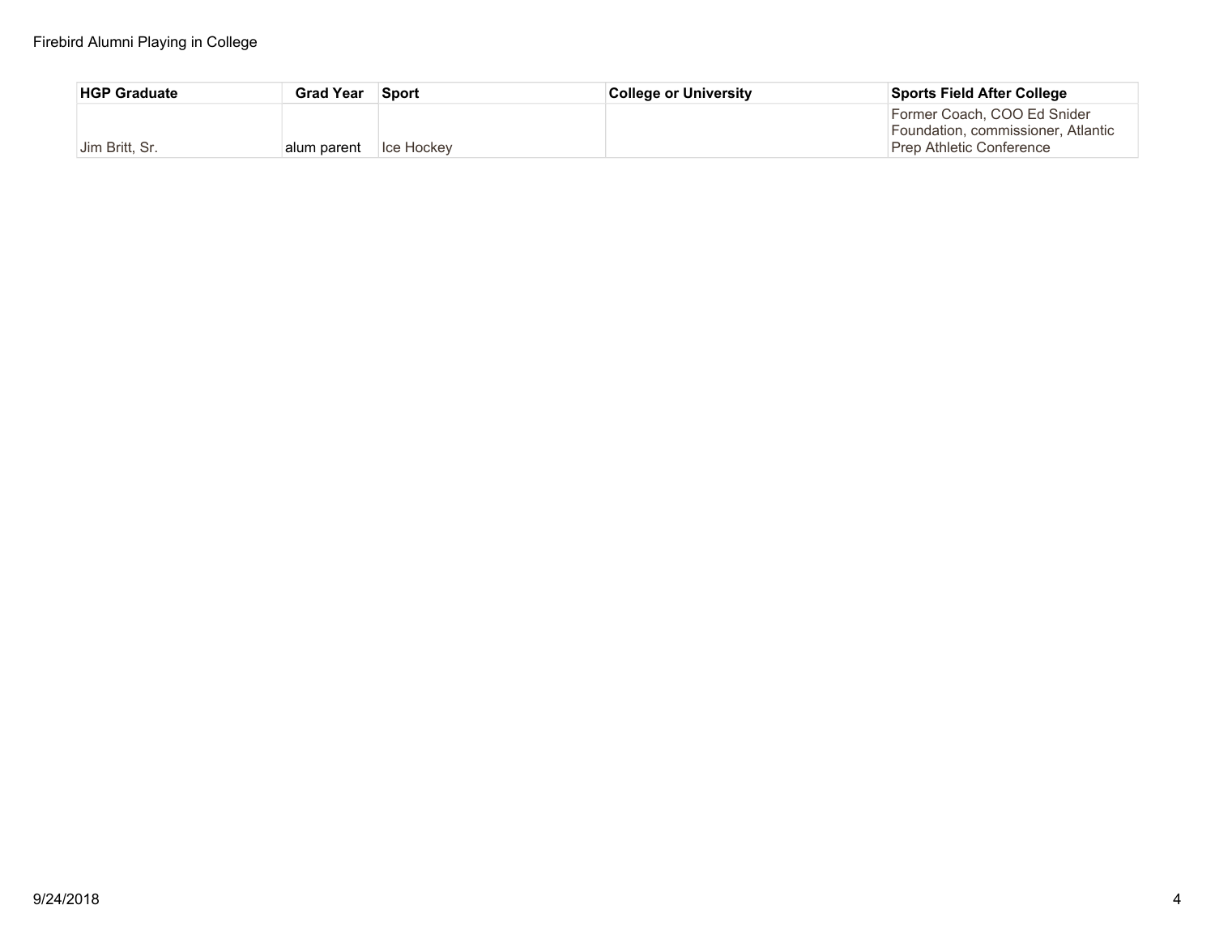| HGP Graduate | Grad Year | Sport | College or University | Sports Field After College |
|---|---|---|---|---|
| Jim Britt, Sr. | alum parent | Ice Hockey | | Former Coach, COO Ed Snider Foundation, commissioner, Atlantic Prep Athletic Conference |